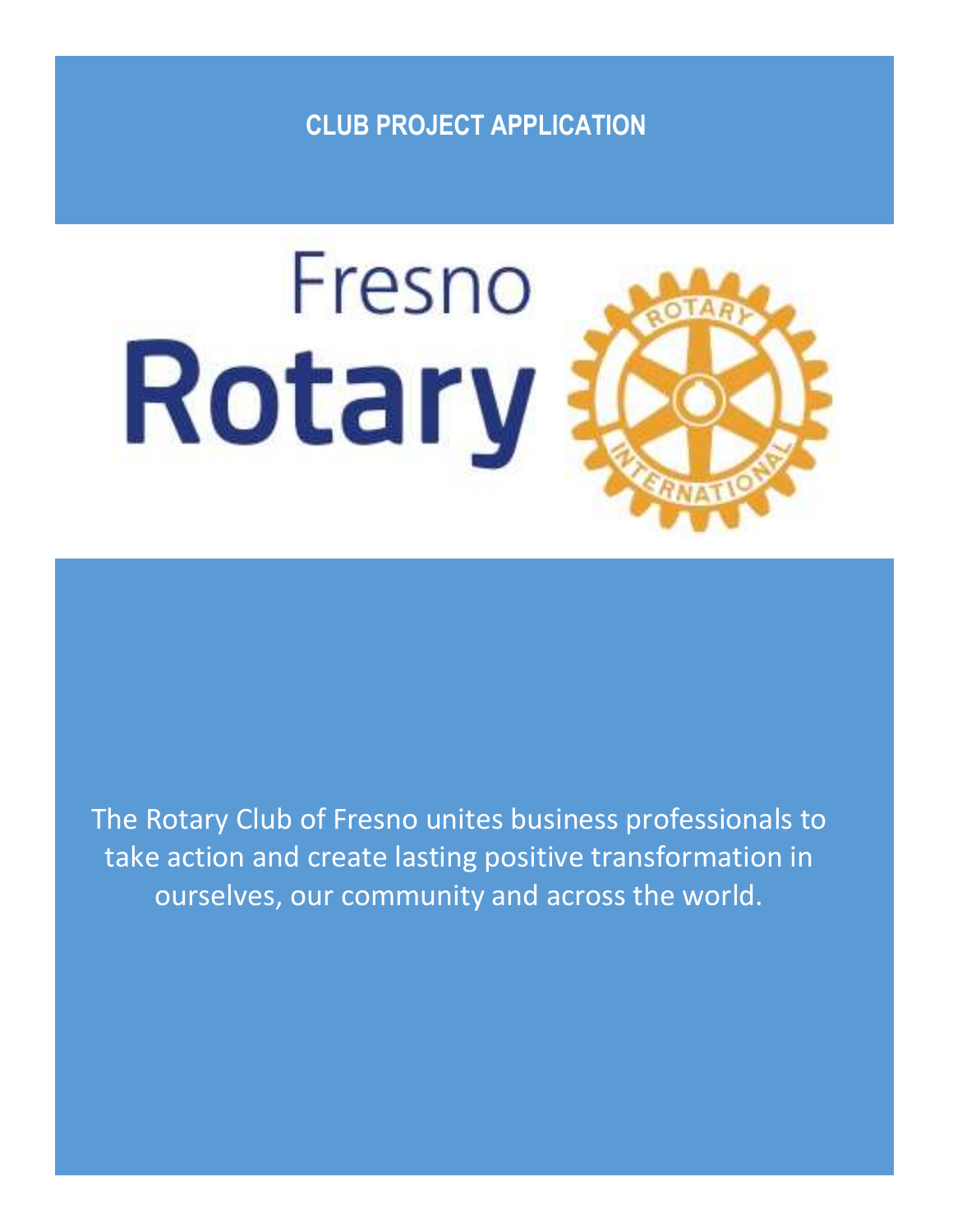# CLUB PROJECT APPLICATION

Fresno Rotary

The Rotary Club of Fresno unites business professionals to take action and create lasting positive transformation in ourselves, our community and across the world.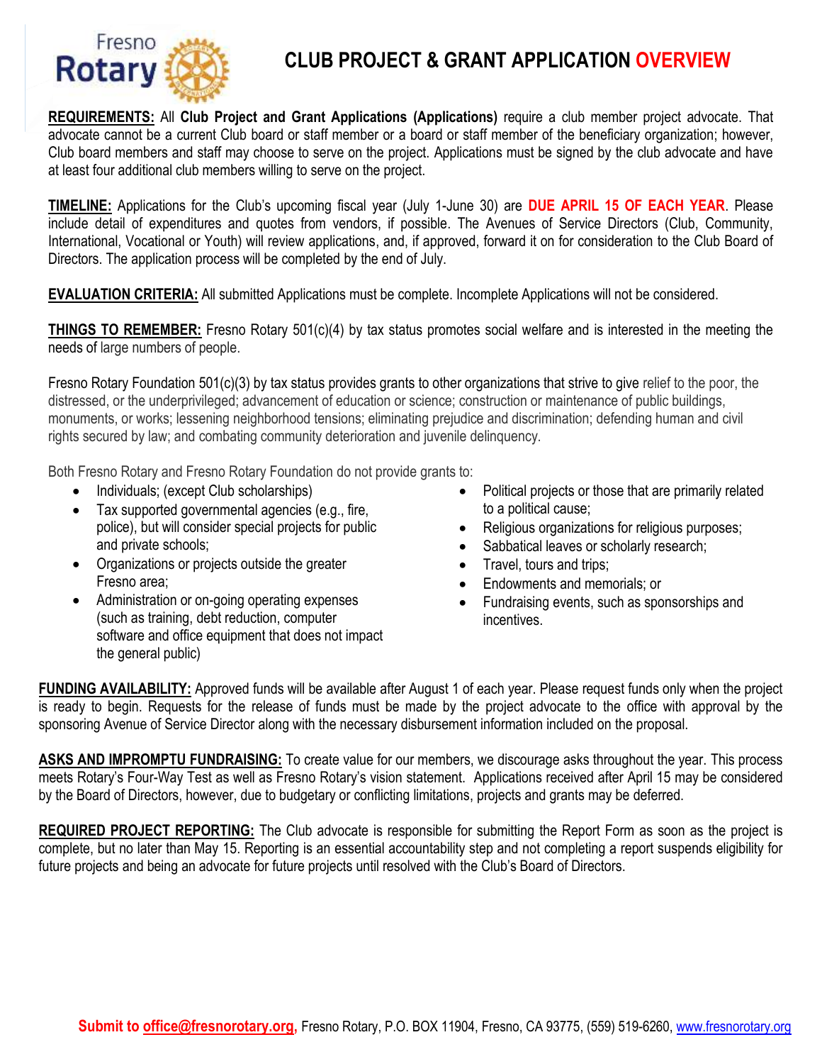# CLUB PROJECT & GRANT APPLICATION OVERVIEW

**REQUIREMENTS:** All **Club Project and Grant Applications (Applications)** require a club member project advocate. That advocate cannot be a current Club board or staff member or a board or staff member of the beneficiary organization; however, Club board members and staff may choose to serve on the project. Applications must be signed by the club advocate and have at least four additional club members willing to serve on the project.

**TIMELINE:** Applications for the Club's upcoming fiscal year (July 1-June 30) are **DUE APRIL 15 OF EACH YEAR**. Please include detail of expenditures and quotes from vendors, if possible. The Avenues of Service Directors (Club, Community, International, Vocational or Youth) will review applications, and, if approved, forward it on for consideration to the Club Board of Directors. The application process will be completed by the end of July.

**EVALUATION CRITERIA:** All submitted Applications must be complete. Incomplete Applications will not be considered.

**THINGS TO REMEMBER:** Fresno Rotary 501(c)(4) by tax status promotes social welfare and is interested in the meeting the needs of large numbers of people.

Fresno Rotary Foundation 501(c)(3) by tax status provides grants to other organizations that strive to give relief to the poor, the distressed, or the underprivileged; advancement of education or science; construction or maintenance of public buildings, monuments, or works; lessening neighborhood tensions; eliminating prejudice and discrimination; defending human and civil rights secured by law; and combating community deterioration and juvenile delinquency.

Both Fresno Rotary and Fresno Rotary Foundation do not provide grants to:

- Individuals; (except Club scholarships)
- Tax supported governmental agencies (e.g., fire, police), but will consider special projects for public and private schools;
- Organizations or projects outside the greater Fresno area;
- Administration or on-going operating expenses (such as training, debt reduction, computer software and office equipment that does not impact the general public)
- Political projects or those that are primarily related to a political cause;
- Religious organizations for religious purposes;
- Sabbatical leaves or scholarly research;
- Travel, tours and trips;
- Endowments and memorials; or
- Fundraising events, such as sponsorships and incentives.

**FUNDING AVAILABILITY:** Approved funds will be available after August 1 of each year. Please request funds only when the project is ready to begin. Requests for the release of funds must be made by the project advocate to the office with approval by the sponsoring Avenue of Service Director along with the necessary disbursement information included on the proposal.

**ASKS AND IMPROMPTU FUNDRAISING:** To create value for our members, we discourage asks throughout the year. This process meets Rotary's Four-Way Test as well as Fresno Rotary's vision statement. Applications received after April 15 may be considered by the Board of Directors, however, due to budgetary or conflicting limitations, projects and grants may be deferred.

**REQUIRED PROJECT REPORTING:** The Club advocate is responsible for submitting the Report Form as soon as the project is complete, but no later than May 15. Reporting is an essential accountability step and not completing a report suspends eligibility for future projects and being an advocate for future projects until resolved with the Club's Board of Directors.

**Submit to office@fresnorotary.org,** Fresno Rotary, P.O. BOX 11904, Fresno, CA 93775, (559) 519-6260, www.fresnorotary.org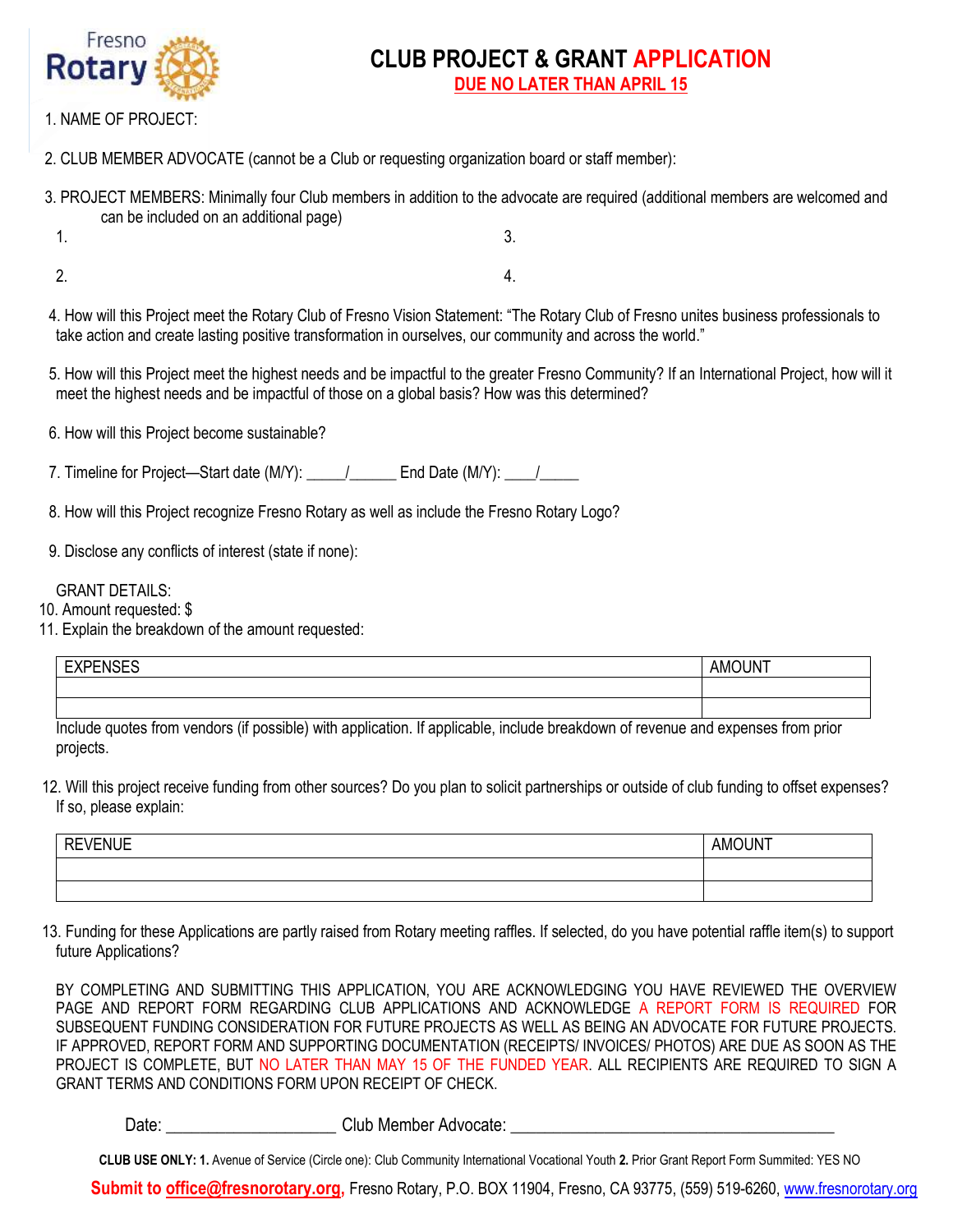# CLUB PROJECT & GRANT APPLICATION

**DUE NO LATER THAN APRIL 15**

1. NAME OF PROJECT:

2. CLUB MEMBER ADVOCATE (cannot be a Club or requesting organization board or staff member):

3. PROJECT MEMBERS: Minimally four Club members in addition to the advocate are required (additional members are welcomed and can be included on an additional page)

   1.  
   2.  
   3.  
   4.  

4. How will this Project meet the Rotary Club of Fresno Vision Statement: "The Rotary Club of Fresno unites business professionals to take action and create lasting positive transformation in ourselves, our community and across the world."

5. How will this Project meet the highest needs and be impactful to the greater Fresno Community? If an International Project, how will it meet the highest needs and be impactful of those on a global basis? How was this determined?

6. How will this Project become sustainable?

7. Timeline for Project—Start date (M/Y): _____/______ End Date (M/Y): ____/_____

8. How will this Project recognize Fresno Rotary as well as include the Fresno Rotary Logo?

9. Disclose any conflicts of interest (state if none):

GRANT DETAILS:

10. Amount requested: $

11. Explain the breakdown of the amount requested:

| EXPENSES | AMOUNT |
|---|---|
| | |
| | |

Include quotes from vendors (if possible) with application. If applicable, include breakdown of revenue and expenses from prior projects.

12. Will this project receive funding from other sources? Do you plan to solicit partnerships or outside of club funding to offset expenses? If so, please explain:

| REVENUE | AMOUNT |
|---|---|
| | |
| | |

13. Funding for these Applications are partly raised from Rotary meeting raffles. If selected, do you have potential raffle item(s) to support future Applications?

BY COMPLETING AND SUBMITTING THIS APPLICATION, YOU ARE ACKNOWLEDGING YOU HAVE REVIEWED THE OVERVIEW PAGE AND REPORT FORM REGARDING CLUB APPLICATIONS AND ACKNOWLEDGE A REPORT FORM IS REQUIRED FOR SUBSEQUENT FUNDING CONSIDERATION FOR FUTURE PROJECTS AS WELL AS BEING AN ADVOCATE FOR FUTURE PROJECTS. IF APPROVED, REPORT FORM AND SUPPORTING DOCUMENTATION (RECEIPTS/ INVOICES/ PHOTOS) ARE DUE AS SOON AS THE PROJECT IS COMPLETE, BUT NO LATER THAN MAY 15 OF THE FUNDED YEAR. ALL RECIPIENTS ARE REQUIRED TO SIGN A GRANT TERMS AND CONDITIONS FORM UPON RECEIPT OF CHECK.

Date: ___________________ Club Member Advocate: ____________________________________

**CLUB USE ONLY: 1.** Avenue of Service (Circle one): Club Community International Vocational Youth **2.** Prior Grant Report Form Summited: YES NO

**Submit to office@fresnorotary.org**, Fresno Rotary, P.O. BOX 11904, Fresno, CA 93775, (559) 519-6260, www.fresnorotary.org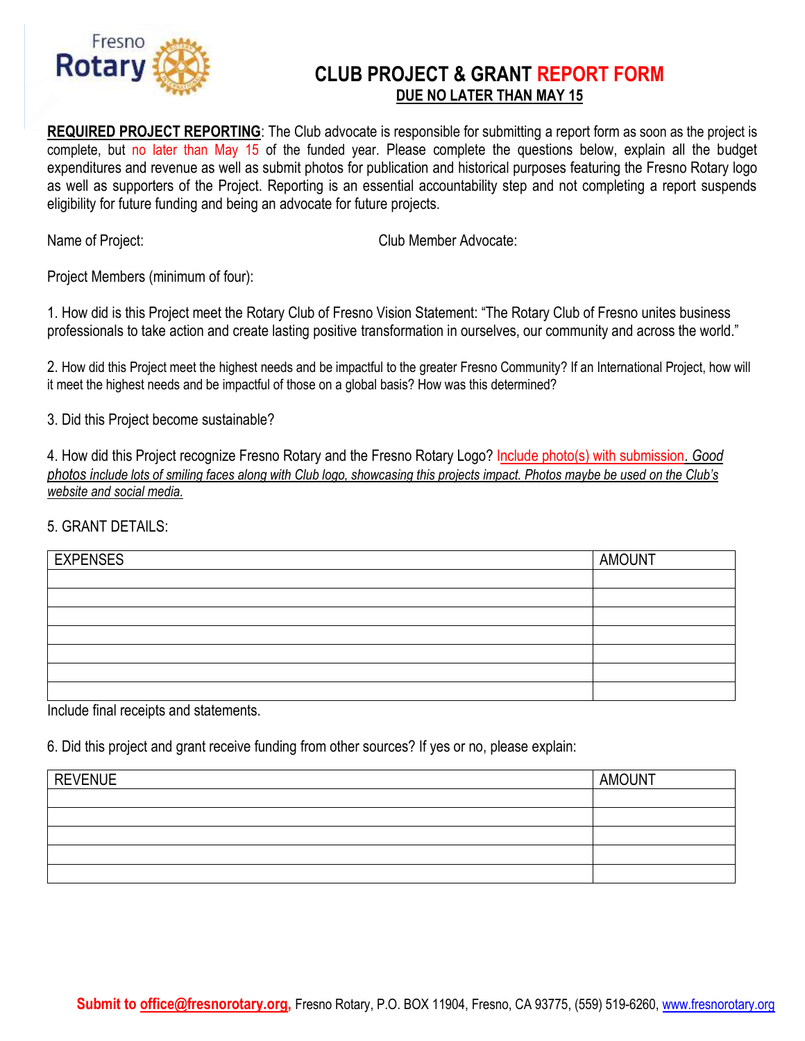# CLUB PROJECT & GRANT REPORT FORM

**DUE NO LATER THAN MAY 15**

**REQUIRED PROJECT REPORTING**: The Club advocate is responsible for submitting a report form as soon as the project is complete, but no later than May 15 of the funded year. Please complete the questions below, explain all the budget expenditures and revenue as well as submit photos for publication and historical purposes featuring the Fresno Rotary logo as well as supporters of the Project. Reporting is an essential accountability step and not completing a report suspends eligibility for future funding and being an advocate for future projects.

Name of Project: Club Member Advocate:

Project Members (minimum of four):

1. How did is this Project meet the Rotary Club of Fresno Vision Statement: "The Rotary Club of Fresno unites business professionals to take action and create lasting positive transformation in ourselves, our community and across the world."

2. How did this Project meet the highest needs and be impactful to the greater Fresno Community? If an International Project, how will it meet the highest needs and be impactful of those on a global basis? How was this determined?

3. Did this Project become sustainable?

4. How did this Project recognize Fresno Rotary and the Fresno Rotary Logo? Include photo(s) with submission. *Good photos include lots of smiling faces along with Club logo, showcasing this projects impact. Photos maybe be used on the Club's website and social media.*

5. GRANT DETAILS:

| EXPENSES | AMOUNT |
|---|---|
| | |
| | |
| | |
| | |
| | |
| | |
| | |

Include final receipts and statements.

6. Did this project and grant receive funding from other sources? If yes or no, please explain:

| REVENUE | AMOUNT |
|---|---|
| | |
| | |
| | |
| | |
| | |

**Submit to office@fresnorotary.org,** Fresno Rotary, P.O. BOX 11904, Fresno, CA 93775, (559) 519-6260, www.fresnorotary.org